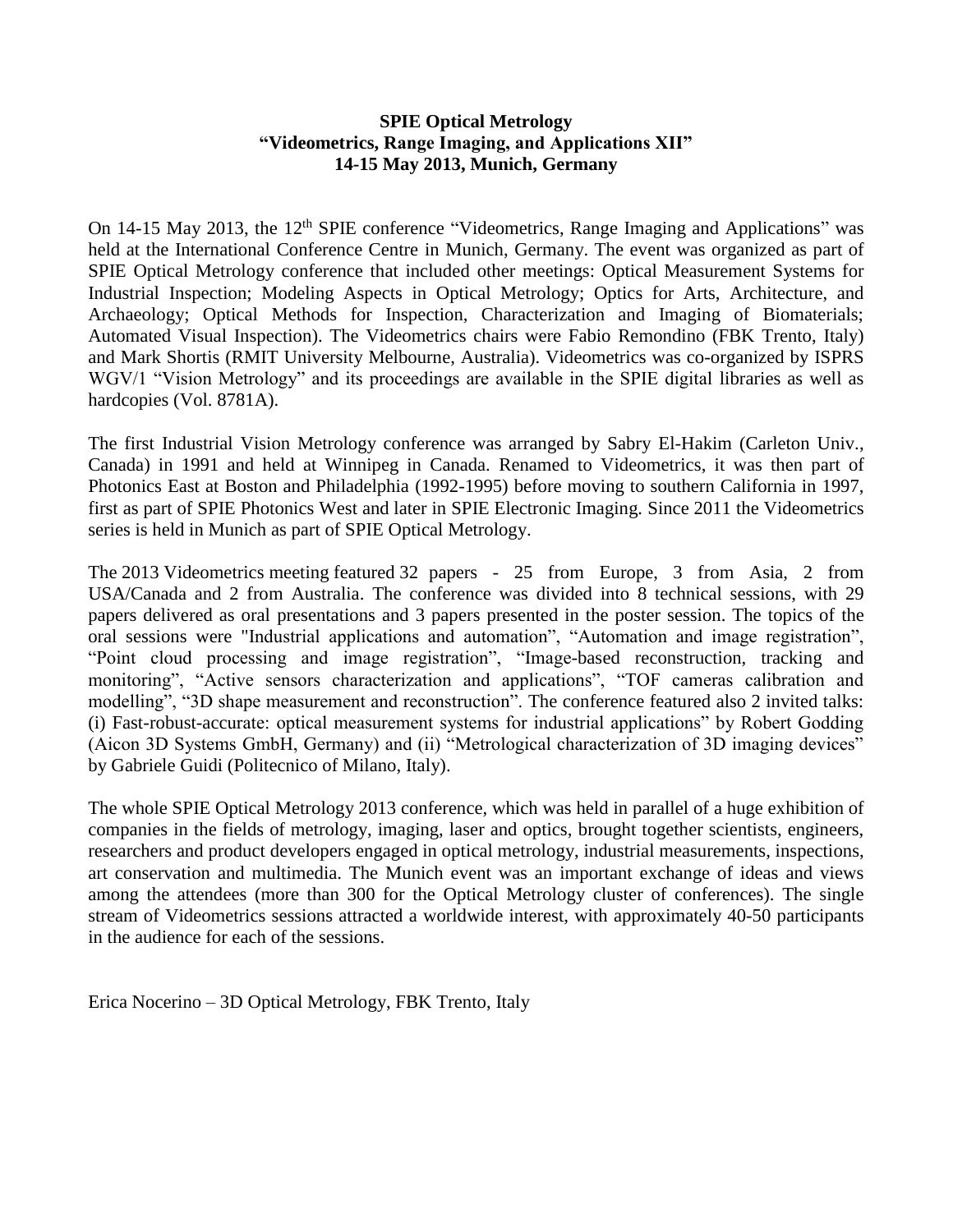**SPIE Optical Metrology**
**"Videometrics, Range Imaging, and Applications XII"**
**14-15 May 2013, Munich, Germany**

On 14-15 May 2013, the 12th SPIE conference "Videometrics, Range Imaging and Applications" was held at the International Conference Centre in Munich, Germany. The event was organized as part of SPIE Optical Metrology conference that included other meetings: Optical Measurement Systems for Industrial Inspection; Modeling Aspects in Optical Metrology; Optics for Arts, Architecture, and Archaeology; Optical Methods for Inspection, Characterization and Imaging of Biomaterials; Automated Visual Inspection). The Videometrics chairs were Fabio Remondino (FBK Trento, Italy) and Mark Shortis (RMIT University Melbourne, Australia). Videometrics was co-organized by ISPRS WGV/1 "Vision Metrology" and its proceedings are available in the SPIE digital libraries as well as hardcopies (Vol. 8781A).

The first Industrial Vision Metrology conference was arranged by Sabry El-Hakim (Carleton Univ., Canada) in 1991 and held at Winnipeg in Canada. Renamed to Videometrics, it was then part of Photonics East at Boston and Philadelphia (1992-1995) before moving to southern California in 1997, first as part of SPIE Photonics West and later in SPIE Electronic Imaging. Since 2011 the Videometrics series is held in Munich as part of SPIE Optical Metrology.

The 2013 Videometrics meeting featured 32 papers - 25 from Europe, 3 from Asia, 2 from USA/Canada and 2 from Australia. The conference was divided into 8 technical sessions, with 29 papers delivered as oral presentations and 3 papers presented in the poster session. The topics of the oral sessions were "Industrial applications and automation", "Automation and image registration", "Point cloud processing and image registration", "Image-based reconstruction, tracking and monitoring", "Active sensors characterization and applications", "TOF cameras calibration and modelling", "3D shape measurement and reconstruction". The conference featured also 2 invited talks: (i) Fast-robust-accurate: optical measurement systems for industrial applications" by Robert Godding (Aicon 3D Systems GmbH, Germany) and (ii) "Metrological characterization of 3D imaging devices" by Gabriele Guidi (Politecnico of Milano, Italy).

The whole SPIE Optical Metrology 2013 conference, which was held in parallel of a huge exhibition of companies in the fields of metrology, imaging, laser and optics, brought together scientists, engineers, researchers and product developers engaged in optical metrology, industrial measurements, inspections, art conservation and multimedia. The Munich event was an important exchange of ideas and views among the attendees (more than 300 for the Optical Metrology cluster of conferences). The single stream of Videometrics sessions attracted a worldwide interest, with approximately 40-50 participants in the audience for each of the sessions.

Erica Nocerino – 3D Optical Metrology, FBK Trento, Italy